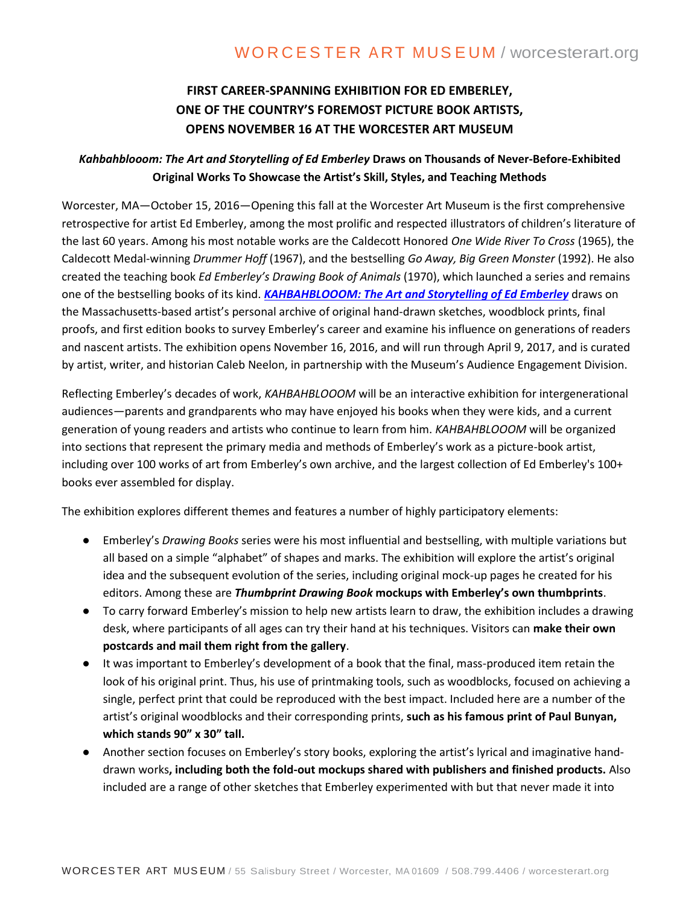# FIRST CAREER-SPANNING EXHIBITION FOR ED EMBERLEY, ONE OF THE COUNTRY'S FOREMOST PICTURE BOOK ARTISTS, OPENS NOVEMBER 16 AT THE WORCESTER ART MUSEUM

## *Kahbahblooom: The Art and Storytelling of Ed Emberley* Draws on Thousands of Never-Before-Exhibited Original Works To Showcase the Artist's Skill, Styles, and Teaching Methods

Worcester, MA—October 15, 2016—Opening this fall at the Worcester Art Museum is the first comprehensive retrospective for artist Ed Emberley, among the most prolific and respected illustrators of children's literature of the last 60 years. Among his most notable works are the Caldecott Honored *One Wide River To Cross* (1965), the Caldecott Medal-winning *Drummer Hoff* (1967), and the bestselling *Go Away, Big Green Monster* (1992). He also created the teaching book *Ed Emberley's Drawing Book of Animals* (1970), which launched a series and remains one of the bestselling books of its kind. ***KAHBAHBLOOOM: The Art and Storytelling of Ed Emberley*** draws on the Massachusetts-based artist's personal archive of original hand-drawn sketches, woodblock prints, final proofs, and first edition books to survey Emberley's career and examine his influence on generations of readers and nascent artists. The exhibition opens November 16, 2016, and will run through April 9, 2017, and is curated by artist, writer, and historian Caleb Neelon, in partnership with the Museum's Audience Engagement Division.

Reflecting Emberley's decades of work, *KAHBAHBLOOOM* will be an interactive exhibition for intergenerational audiences—parents and grandparents who may have enjoyed his books when they were kids, and a current generation of young readers and artists who continue to learn from him. *KAHBAHBLOOOM* will be organized into sections that represent the primary media and methods of Emberley's work as a picture-book artist, including over 100 works of art from Emberley's own archive, and the largest collection of Ed Emberley's 100+ books ever assembled for display.

The exhibition explores different themes and features a number of highly participatory elements:

- Emberley's *Drawing Books* series were his most influential and bestselling, with multiple variations but all based on a simple "alphabet" of shapes and marks. The exhibition will explore the artist's original idea and the subsequent evolution of the series, including original mock-up pages he created for his editors. Among these are ***Thumbprint Drawing Book* mockups with Emberley's own thumbprints**.
- To carry forward Emberley's mission to help new artists learn to draw, the exhibition includes a drawing desk, where participants of all ages can try their hand at his techniques. Visitors can **make their own postcards and mail them right from the gallery**.
- It was important to Emberley's development of a book that the final, mass-produced item retain the look of his original print. Thus, his use of printmaking tools, such as woodblocks, focused on achieving a single, perfect print that could be reproduced with the best impact. Included here are a number of the artist's original woodblocks and their corresponding prints, **such as his famous print of Paul Bunyan, which stands 90" x 30" tall.**
- Another section focuses on Emberley's story books, exploring the artist's lyrical and imaginative hand-drawn works**, including both the fold-out mockups shared with publishers and finished products.** Also included are a range of other sketches that Emberley experimented with but that never made it into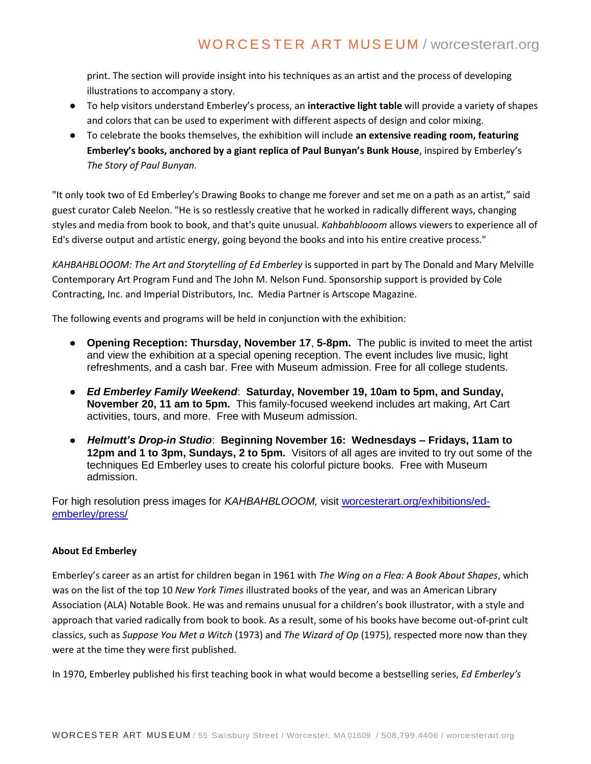print. The section will provide insight into his techniques as an artist and the process of developing illustrations to accompany a story.

- To help visitors understand Emberley's process, an **interactive light table** will provide a variety of shapes and colors that can be used to experiment with different aspects of design and color mixing.
- To celebrate the books themselves, the exhibition will include **an extensive reading room, featuring Emberley's books, anchored by a giant replica of Paul Bunyan's Bunk House**, inspired by Emberley's *The Story of Paul Bunyan.*

"It only took two of Ed Emberley's Drawing Books to change me forever and set me on a path as an artist," said guest curator Caleb Neelon. "He is so restlessly creative that he worked in radically different ways, changing styles and media from book to book, and that's quite unusual. *Kahbahblooom* allows viewers to experience all of Ed's diverse output and artistic energy, going beyond the books and into his entire creative process."

*KAHBAHBLOOOM: The Art and Storytelling of Ed Emberley* is supported in part by The Donald and Mary Melville Contemporary Art Program Fund and The John M. Nelson Fund. Sponsorship support is provided by Cole Contracting, Inc. and Imperial Distributors, Inc. Media Partner is Artscope Magazine.

The following events and programs will be held in conjunction with the exhibition:

- **Opening Reception: Thursday, November 17**, **5-8pm.** The public is invited to meet the artist and view the exhibition at a special opening reception. The event includes live music, light refreshments, and a cash bar. Free with Museum admission. Free for all college students.
- ***Ed Emberley Family Weekend*: Saturday, November 19, 10am to 5pm, and Sunday, November 20, 11 am to 5pm.** This family-focused weekend includes art making, Art Cart activities, tours, and more. Free with Museum admission.
- ***Helmutt's Drop-in Studio*: Beginning November 16: Wednesdays – Fridays, 11am to 12pm and 1 to 3pm, Sundays, 2 to 5pm.** Visitors of all ages are invited to try out some of the techniques Ed Emberley uses to create his colorful picture books. Free with Museum admission.

For high resolution press images for *KAHBAHBLOOOM,* visit [worcesterart.org/exhibitions/ed-emberley/press/](worcesterart.org/exhibitions/ed-emberley/press/)

**About Ed Emberley**

Emberley's career as an artist for children began in 1961 with *The Wing on a Flea: A Book About Shapes*, which was on the list of the top 10 *New York Times* illustrated books of the year, and was an American Library Association (ALA) Notable Book. He was and remains unusual for a children's book illustrator, with a style and approach that varied radically from book to book. As a result, some of his books have become out-of-print cult classics, such as *Suppose You Met a Witch* (1973) and *The Wizard of Op* (1975), respected more now than they were at the time they were first published.

In 1970, Emberley published his first teaching book in what would become a bestselling series, *Ed Emberley's*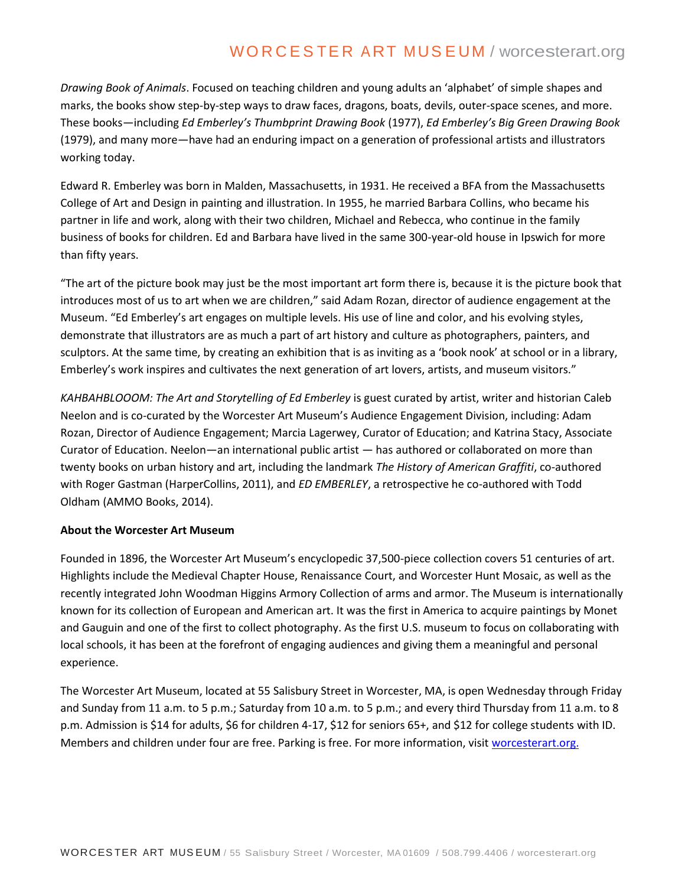*Drawing Book of Animals*. Focused on teaching children and young adults an 'alphabet' of simple shapes and marks, the books show step-by-step ways to draw faces, dragons, boats, devils, outer-space scenes, and more. These books—including *Ed Emberley's Thumbprint Drawing Book* (1977), *Ed Emberley's Big Green Drawing Book* (1979), and many more—have had an enduring impact on a generation of professional artists and illustrators working today.

Edward R. Emberley was born in Malden, Massachusetts, in 1931. He received a BFA from the Massachusetts College of Art and Design in painting and illustration. In 1955, he married Barbara Collins, who became his partner in life and work, along with their two children, Michael and Rebecca, who continue in the family business of books for children. Ed and Barbara have lived in the same 300-year-old house in Ipswich for more than fifty years.

"The art of the picture book may just be the most important art form there is, because it is the picture book that introduces most of us to art when we are children," said Adam Rozan, director of audience engagement at the Museum. "Ed Emberley's art engages on multiple levels. His use of line and color, and his evolving styles, demonstrate that illustrators are as much a part of art history and culture as photographers, painters, and sculptors. At the same time, by creating an exhibition that is as inviting as a 'book nook' at school or in a library, Emberley's work inspires and cultivates the next generation of art lovers, artists, and museum visitors."

*KAHBAHBLOOOM: The Art and Storytelling of Ed Emberley* is guest curated by artist, writer and historian Caleb Neelon and is co-curated by the Worcester Art Museum's Audience Engagement Division, including: Adam Rozan, Director of Audience Engagement; Marcia Lagerwey, Curator of Education; and Katrina Stacy, Associate Curator of Education. Neelon—an international public artist — has authored or collaborated on more than twenty books on urban history and art, including the landmark *The History of American Graffiti*, co-authored with Roger Gastman (HarperCollins, 2011), and *ED EMBERLEY*, a retrospective he co-authored with Todd Oldham (AMMO Books, 2014).

**About the Worcester Art Museum**

Founded in 1896, the Worcester Art Museum's encyclopedic 37,500-piece collection covers 51 centuries of art. Highlights include the Medieval Chapter House, Renaissance Court, and Worcester Hunt Mosaic, as well as the recently integrated John Woodman Higgins Armory Collection of arms and armor. The Museum is internationally known for its collection of European and American art. It was the first in America to acquire paintings by Monet and Gauguin and one of the first to collect photography. As the first U.S. museum to focus on collaborating with local schools, it has been at the forefront of engaging audiences and giving them a meaningful and personal experience.

The Worcester Art Museum, located at 55 Salisbury Street in Worcester, MA, is open Wednesday through Friday and Sunday from 11 a.m. to 5 p.m.; Saturday from 10 a.m. to 5 p.m.; and every third Thursday from 11 a.m. to 8 p.m. Admission is $14 for adults, $6 for children 4-17, $12 for seniors 65+, and $12 for college students with ID. Members and children under four are free. Parking is free. For more information, visit worcesterart.org.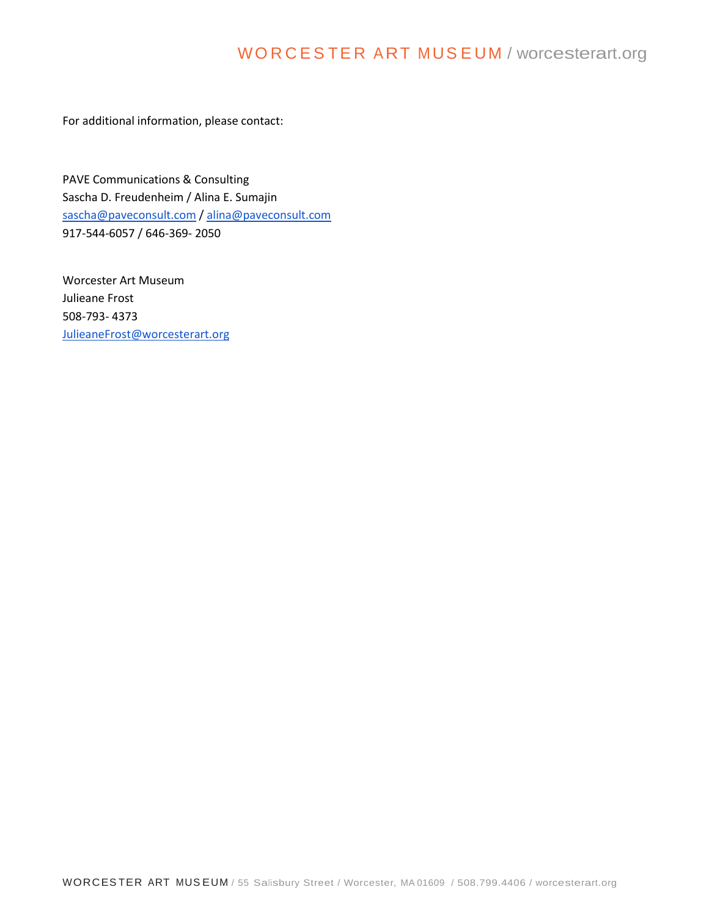For additional information, please contact:

PAVE Communications & Consulting
Sascha D. Freudenheim / Alina E. Sumajin
sascha@paveconsult.com / alina@paveconsult.com
917-544-6057 / 646-369- 2050

Worcester Art Museum
Julieane Frost
508-793- 4373
JulieaneFrost@worcesterart.org